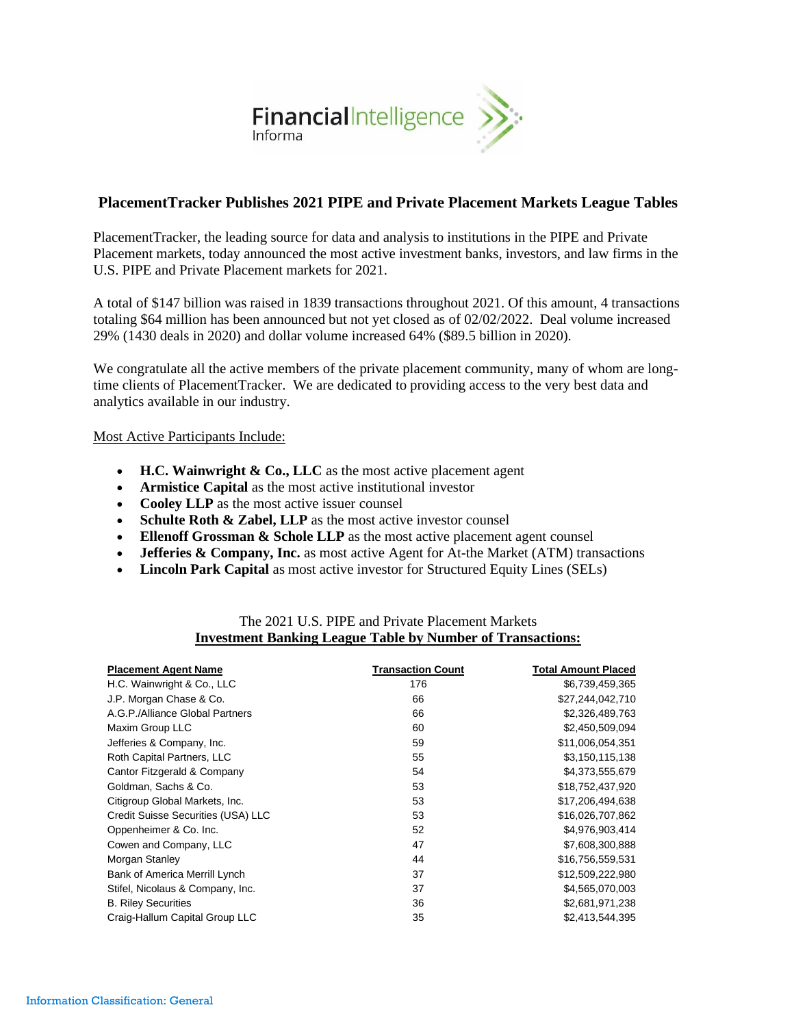FinancialIntelligence
Informa

## PlacementTracker Publishes 2021 PIPE and Private Placement Markets League Tables

PlacementTracker, the leading source for data and analysis to institutions in the PIPE and Private Placement markets, today announced the most active investment banks, investors, and law firms in the U.S. PIPE and Private Placement markets for 2021.

A total of $147 billion was raised in 1839 transactions throughout 2021. Of this amount, 4 transactions totaling $64 million has been announced but not yet closed as of 02/02/2022. Deal volume increased 29% (1430 deals in 2020) and dollar volume increased 64% ($89.5 billion in 2020).

We congratulate all the active members of the private placement community, many of whom are long-time clients of PlacementTracker. We are dedicated to providing access to the very best data and analytics available in our industry.

Most Active Participants Include:

- **H.C. Wainwright & Co., LLC** as the most active placement agent
- **Armistice Capital** as the most active institutional investor
- **Cooley LLP** as the most active issuer counsel
- **Schulte Roth & Zabel, LLP** as the most active investor counsel
- **Ellenoff Grossman & Schole LLP** as the most active placement agent counsel
- **Jefferies & Company, Inc.** as most active Agent for At-the Market (ATM) transactions
- **Lincoln Park Capital** as most active investor for Structured Equity Lines (SELs)

The 2021 U.S. PIPE and Private Placement Markets
**Investment Banking League Table by Number of Transactions:**

| Placement Agent Name | Transaction Count | Total Amount Placed |
|---|---|---|
| H.C. Wainwright & Co., LLC | 176 | $6,739,459,365 |
| J.P. Morgan Chase & Co. | 66 | $27,244,042,710 |
| A.G.P./Alliance Global Partners | 66 | $2,326,489,763 |
| Maxim Group LLC | 60 | $2,450,509,094 |
| Jefferies & Company, Inc. | 59 | $11,006,054,351 |
| Roth Capital Partners, LLC | 55 | $3,150,115,138 |
| Cantor Fitzgerald & Company | 54 | $4,373,555,679 |
| Goldman, Sachs & Co. | 53 | $18,752,437,920 |
| Citigroup Global Markets, Inc. | 53 | $17,206,494,638 |
| Credit Suisse Securities (USA) LLC | 53 | $16,026,707,862 |
| Oppenheimer & Co. Inc. | 52 | $4,976,903,414 |
| Cowen and Company, LLC | 47 | $7,608,300,888 |
| Morgan Stanley | 44 | $16,756,559,531 |
| Bank of America Merrill Lynch | 37 | $12,509,222,980 |
| Stifel, Nicolaus & Company, Inc. | 37 | $4,565,070,003 |
| B. Riley Securities | 36 | $2,681,971,238 |
| Craig-Hallum Capital Group LLC | 35 | $2,413,544,395 |

Information Classification: General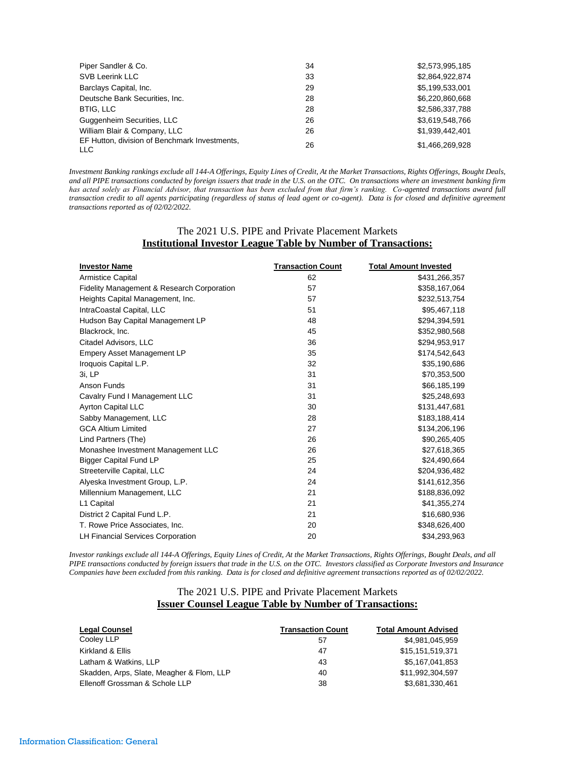| | | |
|---|---|---|
| Piper Sandler & Co. | 34 | $2,573,995,185 |
| SVB Leerink LLC | 33 | $2,864,922,874 |
| Barclays Capital, Inc. | 29 | $5,199,533,001 |
| Deutsche Bank Securities, Inc. | 28 | $6,220,860,668 |
| BTIG, LLC | 28 | $2,586,337,788 |
| Guggenheim Securities, LLC | 26 | $3,619,548,766 |
| William Blair & Company, LLC | 26 | $1,939,442,401 |
| EF Hutton, division of Benchmark Investments, LLC | 26 | $1,466,269,928 |

*Investment Banking rankings exclude all 144-A Offerings, Equity Lines of Credit, At the Market Transactions, Rights Offerings, Bought Deals, and all PIPE transactions conducted by foreign issuers that trade in the U.S. on the OTC. On transactions where an investment banking firm has acted solely as Financial Advisor, that transaction has been excluded from that firm's ranking. Co-agented transactions award full transaction credit to all agents participating (regardless of status of lead agent or co-agent). Data is for closed and definitive agreement transactions reported as of 02/02/2022.*

## The 2021 U.S. PIPE and Private Placement Markets
## Institutional Investor League Table by Number of Transactions:

| Investor Name | Transaction Count | Total Amount Invested |
|---|---|---|
| Armistice Capital | 62 | $431,266,357 |
| Fidelity Management & Research Corporation | 57 | $358,167,064 |
| Heights Capital Management, Inc. | 57 | $232,513,754 |
| IntraCoastal Capital, LLC | 51 | $95,467,118 |
| Hudson Bay Capital Management LP | 48 | $294,394,591 |
| Blackrock, Inc. | 45 | $352,980,568 |
| Citadel Advisors, LLC | 36 | $294,953,917 |
| Empery Asset Management LP | 35 | $174,542,643 |
| Iroquois Capital L.P. | 32 | $35,190,686 |
| 3i, LP | 31 | $70,353,500 |
| Anson Funds | 31 | $66,185,199 |
| Cavalry Fund I Management LLC | 31 | $25,248,693 |
| Ayrton Capital LLC | 30 | $131,447,681 |
| Sabby Management, LLC | 28 | $183,188,414 |
| GCA Altium Limited | 27 | $134,206,196 |
| Lind Partners (The) | 26 | $90,265,405 |
| Monashee Investment Management LLC | 26 | $27,618,365 |
| Bigger Capital Fund LP | 25 | $24,490,664 |
| Streeterville Capital, LLC | 24 | $204,936,482 |
| Alyeska Investment Group, L.P. | 24 | $141,612,356 |
| Millennium Management, LLC | 21 | $188,836,092 |
| L1 Capital | 21 | $41,355,274 |
| District 2 Capital Fund L.P. | 21 | $16,680,936 |
| T. Rowe Price Associates, Inc. | 20 | $348,626,400 |
| LH Financial Services Corporation | 20 | $34,293,963 |

*Investor rankings exclude all 144-A Offerings, Equity Lines of Credit, At the Market Transactions, Rights Offerings, Bought Deals, and all PIPE transactions conducted by foreign issuers that trade in the U.S. on the OTC. Investors classified as Corporate Investors and Insurance Companies have been excluded from this ranking. Data is for closed and definitive agreement transactions reported as of 02/02/2022.*

## The 2021 U.S. PIPE and Private Placement Markets
## Issuer Counsel League Table by Number of Transactions:

| Legal Counsel | Transaction Count | Total Amount Advised |
|---|---|---|
| Cooley LLP | 57 | $4,981,045,959 |
| Kirkland & Ellis | 47 | $15,151,519,371 |
| Latham & Watkins, LLP | 43 | $5,167,041,853 |
| Skadden, Arps, Slate, Meagher & Flom, LLP | 40 | $11,992,304,597 |
| Ellenoff Grossman & Schole LLP | 38 | $3,681,330,461 |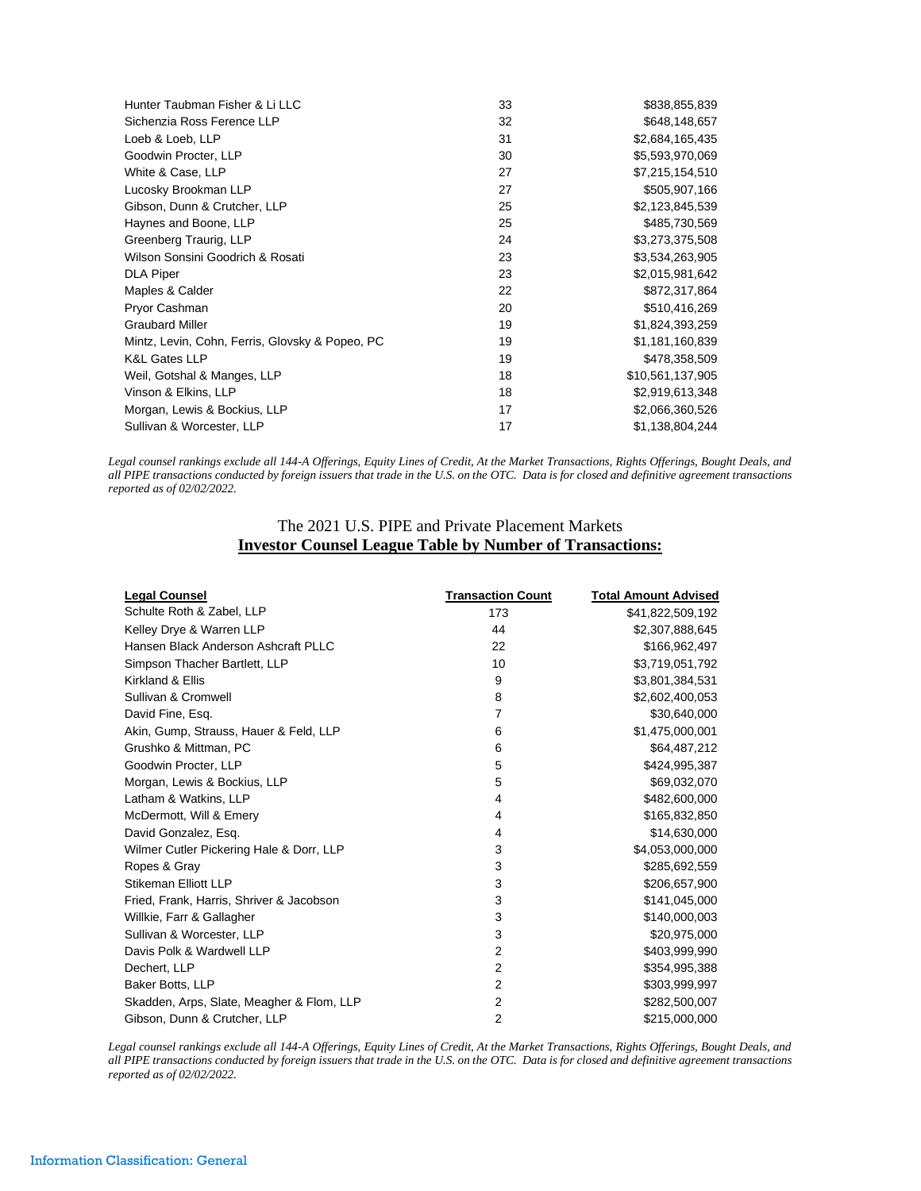| Legal Counsel | Transaction Count | Total Amount Advised |
|---|---|---|
| Hunter Taubman Fisher & Li LLC | 33 | $838,855,839 |
| Sichenzia Ross Ference LLP | 32 | $648,148,657 |
| Loeb & Loeb, LLP | 31 | $2,684,165,435 |
| Goodwin Procter, LLP | 30 | $5,593,970,069 |
| White & Case, LLP | 27 | $7,215,154,510 |
| Lucosky Brookman LLP | 27 | $505,907,166 |
| Gibson, Dunn & Crutcher, LLP | 25 | $2,123,845,539 |
| Haynes and Boone, LLP | 25 | $485,730,569 |
| Greenberg Traurig, LLP | 24 | $3,273,375,508 |
| Wilson Sonsini Goodrich & Rosati | 23 | $3,534,263,905 |
| DLA Piper | 23 | $2,015,981,642 |
| Maples & Calder | 22 | $872,317,864 |
| Pryor Cashman | 20 | $510,416,269 |
| Graubard Miller | 19 | $1,824,393,259 |
| Mintz, Levin, Cohn, Ferris, Glovsky & Popeo, PC | 19 | $1,181,160,839 |
| K&L Gates LLP | 19 | $478,358,509 |
| Weil, Gotshal & Manges, LLP | 18 | $10,561,137,905 |
| Vinson & Elkins, LLP | 18 | $2,919,613,348 |
| Morgan, Lewis & Bockius, LLP | 17 | $2,066,360,526 |
| Sullivan & Worcester, LLP | 17 | $1,138,804,244 |

*Legal counsel rankings exclude all 144-A Offerings, Equity Lines of Credit, At the Market Transactions, Rights Offerings, Bought Deals, and all PIPE transactions conducted by foreign issuers that trade in the U.S. on the OTC. Data is for closed and definitive agreement transactions reported as of 02/02/2022.*

## The 2021 U.S. PIPE and Private Placement Markets
## **Investor Counsel League Table by Number of Transactions:**

| Legal Counsel | Transaction Count | Total Amount Advised |
|---|---|---|
| Schulte Roth & Zabel, LLP | 173 | $41,822,509,192 |
| Kelley Drye & Warren LLP | 44 | $2,307,888,645 |
| Hansen Black Anderson Ashcraft PLLC | 22 | $166,962,497 |
| Simpson Thacher Bartlett, LLP | 10 | $3,719,051,792 |
| Kirkland & Ellis | 9 | $3,801,384,531 |
| Sullivan & Cromwell | 8 | $2,602,400,053 |
| David Fine, Esq. | 7 | $30,640,000 |
| Akin, Gump, Strauss, Hauer & Feld, LLP | 6 | $1,475,000,001 |
| Grushko & Mittman, PC | 6 | $64,487,212 |
| Goodwin Procter, LLP | 5 | $424,995,387 |
| Morgan, Lewis & Bockius, LLP | 5 | $69,032,070 |
| Latham & Watkins, LLP | 4 | $482,600,000 |
| McDermott, Will & Emery | 4 | $165,832,850 |
| David Gonzalez, Esq. | 4 | $14,630,000 |
| Wilmer Cutler Pickering Hale & Dorr, LLP | 3 | $4,053,000,000 |
| Ropes & Gray | 3 | $285,692,559 |
| Stikeman Elliott LLP | 3 | $206,657,900 |
| Fried, Frank, Harris, Shriver & Jacobson | 3 | $141,045,000 |
| Willkie, Farr & Gallagher | 3 | $140,000,003 |
| Sullivan & Worcester, LLP | 3 | $20,975,000 |
| Davis Polk & Wardwell LLP | 2 | $403,999,990 |
| Dechert, LLP | 2 | $354,995,388 |
| Baker Botts, LLP | 2 | $303,999,997 |
| Skadden, Arps, Slate, Meagher & Flom, LLP | 2 | $282,500,007 |
| Gibson, Dunn & Crutcher, LLP | 2 | $215,000,000 |

*Legal counsel rankings exclude all 144-A Offerings, Equity Lines of Credit, At the Market Transactions, Rights Offerings, Bought Deals, and all PIPE transactions conducted by foreign issuers that trade in the U.S. on the OTC. Data is for closed and definitive agreement transactions reported as of 02/02/2022.*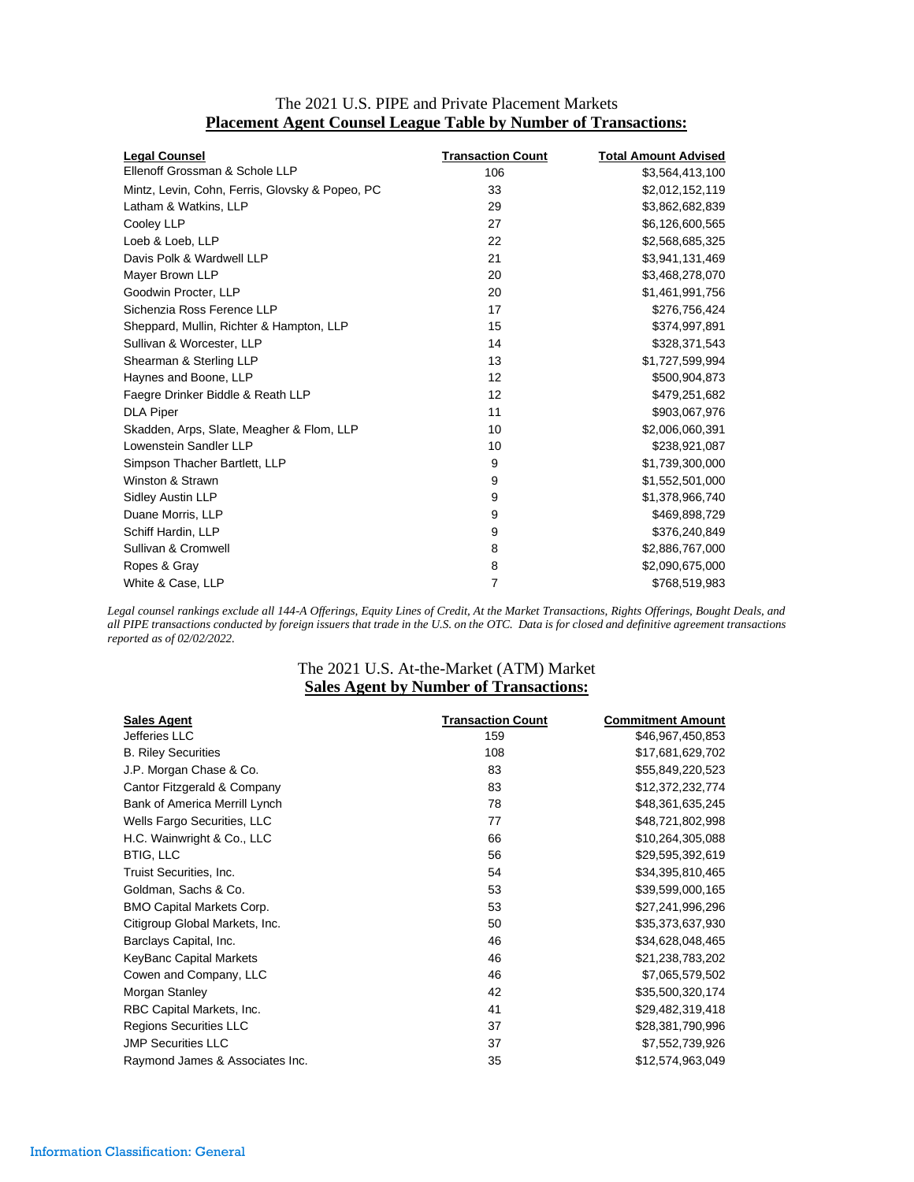## The 2021 U.S. PIPE and Private Placement Markets

### **Placement Agent Counsel League Table by Number of Transactions:**

| Legal Counsel | Transaction Count | Total Amount Advised |
|---|---|---|
| Ellenoff Grossman & Schole LLP | 106 | $3,564,413,100 |
| Mintz, Levin, Cohn, Ferris, Glovsky & Popeo, PC | 33 | $2,012,152,119 |
| Latham & Watkins, LLP | 29 | $3,862,682,839 |
| Cooley LLP | 27 | $6,126,600,565 |
| Loeb & Loeb, LLP | 22 | $2,568,685,325 |
| Davis Polk & Wardwell LLP | 21 | $3,941,131,469 |
| Mayer Brown LLP | 20 | $3,468,278,070 |
| Goodwin Procter, LLP | 20 | $1,461,991,756 |
| Sichenzia Ross Ference LLP | 17 | $276,756,424 |
| Sheppard, Mullin, Richter & Hampton, LLP | 15 | $374,997,891 |
| Sullivan & Worcester, LLP | 14 | $328,371,543 |
| Shearman & Sterling LLP | 13 | $1,727,599,994 |
| Haynes and Boone, LLP | 12 | $500,904,873 |
| Faegre Drinker Biddle & Reath LLP | 12 | $479,251,682 |
| DLA Piper | 11 | $903,067,976 |
| Skadden, Arps, Slate, Meagher & Flom, LLP | 10 | $2,006,060,391 |
| Lowenstein Sandler LLP | 10 | $238,921,087 |
| Simpson Thacher Bartlett, LLP | 9 | $1,739,300,000 |
| Winston & Strawn | 9 | $1,552,501,000 |
| Sidley Austin LLP | 9 | $1,378,966,740 |
| Duane Morris, LLP | 9 | $469,898,729 |
| Schiff Hardin, LLP | 9 | $376,240,849 |
| Sullivan & Cromwell | 8 | $2,886,767,000 |
| Ropes & Gray | 8 | $2,090,675,000 |
| White & Case, LLP | 7 | $768,519,983 |

*Legal counsel rankings exclude all 144-A Offerings, Equity Lines of Credit, At the Market Transactions, Rights Offerings, Bought Deals, and all PIPE transactions conducted by foreign issuers that trade in the U.S. on the OTC. Data is for closed and definitive agreement transactions reported as of 02/02/2022.*

## The 2021 U.S. At-the-Market (ATM) Market

### **Sales Agent by Number of Transactions:**

| Sales Agent | Transaction Count | Commitment Amount |
|---|---|---|
| Jefferies LLC | 159 | $46,967,450,853 |
| B. Riley Securities | 108 | $17,681,629,702 |
| J.P. Morgan Chase & Co. | 83 | $55,849,220,523 |
| Cantor Fitzgerald & Company | 83 | $12,372,232,774 |
| Bank of America Merrill Lynch | 78 | $48,361,635,245 |
| Wells Fargo Securities, LLC | 77 | $48,721,802,998 |
| H.C. Wainwright & Co., LLC | 66 | $10,264,305,088 |
| BTIG, LLC | 56 | $29,595,392,619 |
| Truist Securities, Inc. | 54 | $34,395,810,465 |
| Goldman, Sachs & Co. | 53 | $39,599,000,165 |
| BMO Capital Markets Corp. | 53 | $27,241,996,296 |
| Citigroup Global Markets, Inc. | 50 | $35,373,637,930 |
| Barclays Capital, Inc. | 46 | $34,628,048,465 |
| KeyBanc Capital Markets | 46 | $21,238,783,202 |
| Cowen and Company, LLC | 46 | $7,065,579,502 |
| Morgan Stanley | 42 | $35,500,320,174 |
| RBC Capital Markets, Inc. | 41 | $29,482,319,418 |
| Regions Securities LLC | 37 | $28,381,790,996 |
| JMP Securities LLC | 37 | $7,552,739,926 |
| Raymond James & Associates Inc. | 35 | $12,574,963,049 |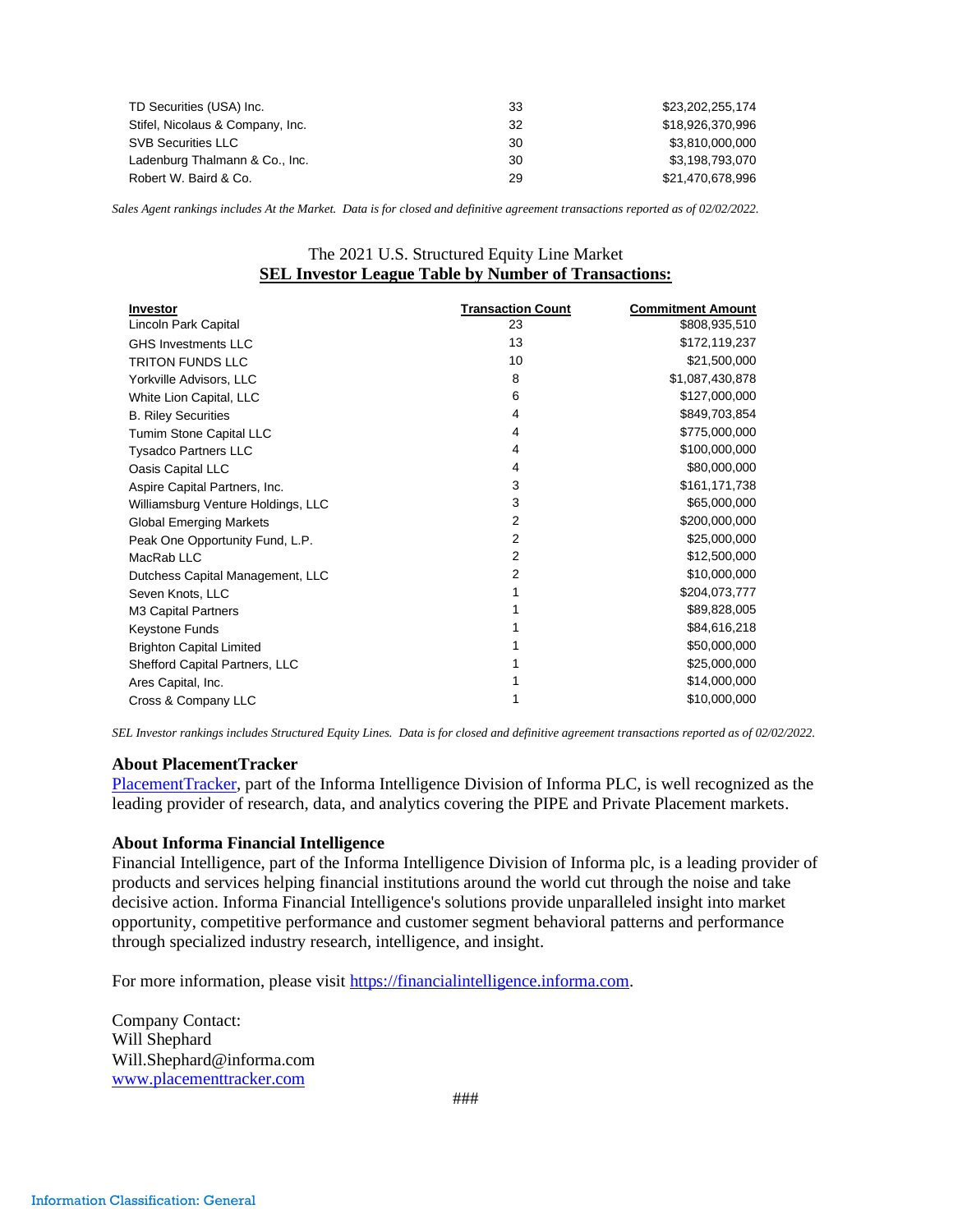| | | |
|---|---|---|
| TD Securities (USA) Inc. | 33 | $23,202,255,174 |
| Stifel, Nicolaus & Company, Inc. | 32 | $18,926,370,996 |
| SVB Securities LLC | 30 | $3,810,000,000 |
| Ladenburg Thalmann & Co., Inc. | 30 | $3,198,793,070 |
| Robert W. Baird & Co. | 29 | $21,470,678,996 |

*Sales Agent rankings includes At the Market. Data is for closed and definitive agreement transactions reported as of 02/02/2022.*

The 2021 U.S. Structured Equity Line Market

**SEL Investor League Table by Number of Transactions:**

| Investor | Transaction Count | Commitment Amount |
|---|---|---|
| Lincoln Park Capital | 23 | $808,935,510 |
| GHS Investments LLC | 13 | $172,119,237 |
| TRITON FUNDS LLC | 10 | $21,500,000 |
| Yorkville Advisors, LLC | 8 | $1,087,430,878 |
| White Lion Capital, LLC | 6 | $127,000,000 |
| B. Riley Securities | 4 | $849,703,854 |
| Tumim Stone Capital LLC | 4 | $775,000,000 |
| Tysadco Partners LLC | 4 | $100,000,000 |
| Oasis Capital LLC | 4 | $80,000,000 |
| Aspire Capital Partners, Inc. | 3 | $161,171,738 |
| Williamsburg Venture Holdings, LLC | 3 | $65,000,000 |
| Global Emerging Markets | 2 | $200,000,000 |
| Peak One Opportunity Fund, L.P. | 2 | $25,000,000 |
| MacRab LLC | 2 | $12,500,000 |
| Dutchess Capital Management, LLC | 2 | $10,000,000 |
| Seven Knots, LLC | 1 | $204,073,777 |
| M3 Capital Partners | 1 | $89,828,005 |
| Keystone Funds | 1 | $84,616,218 |
| Brighton Capital Limited | 1 | $50,000,000 |
| Shefford Capital Partners, LLC | 1 | $25,000,000 |
| Ares Capital, Inc. | 1 | $14,000,000 |
| Cross & Company LLC | 1 | $10,000,000 |

*SEL Investor rankings includes Structured Equity Lines. Data is for closed and definitive agreement transactions reported as of 02/02/2022.*

**About PlacementTracker**

PlacementTracker, part of the Informa Intelligence Division of Informa PLC, is well recognized as the leading provider of research, data, and analytics covering the PIPE and Private Placement markets.

**About Informa Financial Intelligence**

Financial Intelligence, part of the Informa Intelligence Division of Informa plc, is a leading provider of products and services helping financial institutions around the world cut through the noise and take decisive action. Informa Financial Intelligence's solutions provide unparalleled insight into market opportunity, competitive performance and customer segment behavioral patterns and performance through specialized industry research, intelligence, and insight.

For more information, please visit https://financialintelligence.informa.com.

Company Contact:
Will Shephard
Will.Shephard@informa.com
www.placementtracker.com

###